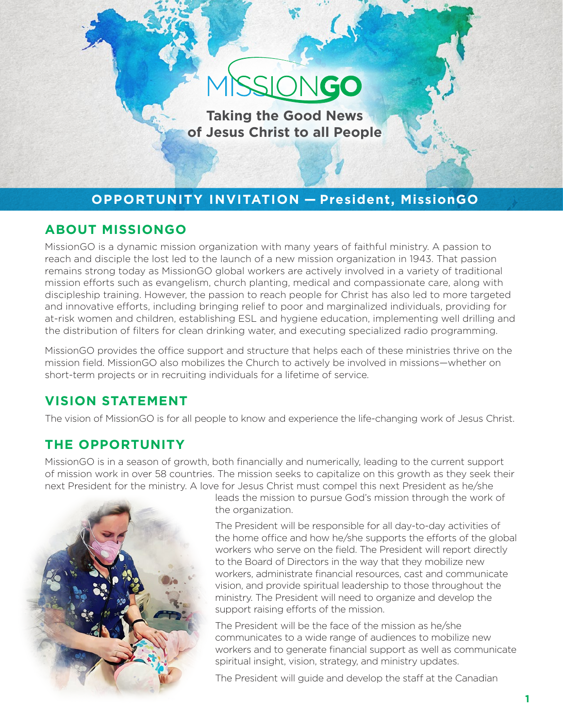# MISSIONGO

**Taking the Good News of Jesus Christ to all People**

## OPPORTUNITY INVITATION — President, MissionGO

## ABOUT MISSIONGO

MissionGO is a dynamic mission organization with many years of faithful ministry. A passion to reach and disciple the lost led to the launch of a new mission organization in 1943. That passion remains strong today as MissionGO global workers are actively involved in a variety of traditional mission efforts such as evangelism, church planting, medical and compassionate care, along with discipleship training. However, the passion to reach people for Christ has also led to more targeted and innovative efforts, including bringing relief to poor and marginalized individuals, providing for at-risk women and children, establishing ESL and hygiene education, implementing well drilling and the distribution of filters for clean drinking water, and executing specialized radio programming.

MissionGO provides the office support and structure that helps each of these ministries thrive on the mission field. MissionGO also mobilizes the Church to actively be involved in missions—whether on short-term projects or in recruiting individuals for a lifetime of service.

## VISION STATEMENT

The vision of MissionGO is for all people to know and experience the life-changing work of Jesus Christ.

## THE OPPORTUNITY

MissionGO is in a season of growth, both financially and numerically, leading to the current support of mission work in over 58 countries. The mission seeks to capitalize on this growth as they seek their next President for the ministry. A love for Jesus Christ must compel this next President as he/she leads the mission to pursue God's mission through the work of the organization.

The President will be responsible for all day-to-day activities of the home office and how he/she supports the efforts of the global workers who serve on the field. The President will report directly to the Board of Directors in the way that they mobilize new workers, administrate financial resources, cast and communicate vision, and provide spiritual leadership to those throughout the ministry. The President will need to organize and develop the support raising efforts of the mission.

The President will be the face of the mission as he/she communicates to a wide range of audiences to mobilize new workers and to generate financial support as well as communicate spiritual insight, vision, strategy, and ministry updates.

The President will guide and develop the staff at the Canadian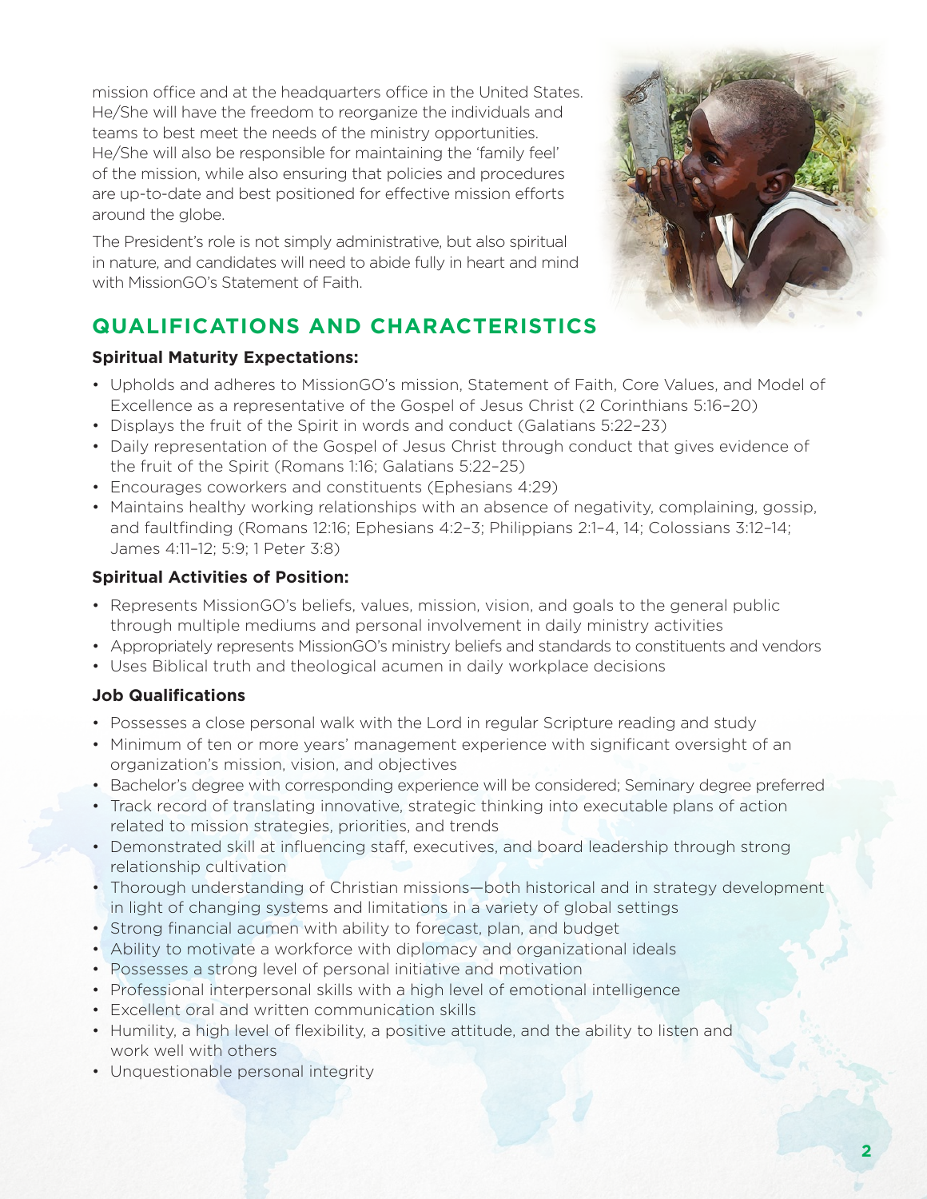mission office and at the headquarters office in the United States. He/She will have the freedom to reorganize the individuals and teams to best meet the needs of the ministry opportunities. He/She will also be responsible for maintaining the 'family feel' of the mission, while also ensuring that policies and procedures are up-to-date and best positioned for effective mission efforts around the globe.

The President's role is not simply administrative, but also spiritual in nature, and candidates will need to abide fully in heart and mind with MissionGO's Statement of Faith.

## QUALIFICATIONS AND CHARACTERISTICS

**Spiritual Maturity Expectations:**

- Upholds and adheres to MissionGO's mission, Statement of Faith, Core Values, and Model of Excellence as a representative of the Gospel of Jesus Christ (2 Corinthians 5:16–20)
- Displays the fruit of the Spirit in words and conduct (Galatians 5:22–23)
- Daily representation of the Gospel of Jesus Christ through conduct that gives evidence of the fruit of the Spirit (Romans 1:16; Galatians 5:22–25)
- Encourages coworkers and constituents (Ephesians 4:29)
- Maintains healthy working relationships with an absence of negativity, complaining, gossip, and faultfinding (Romans 12:16; Ephesians 4:2–3; Philippians 2:1–4, 14; Colossians 3:12–14; James 4:11–12; 5:9; 1 Peter 3:8)

**Spiritual Activities of Position:**

- Represents MissionGO's beliefs, values, mission, vision, and goals to the general public through multiple mediums and personal involvement in daily ministry activities
- Appropriately represents MissionGO's ministry beliefs and standards to constituents and vendors
- Uses Biblical truth and theological acumen in daily workplace decisions

**Job Qualifications**

- Possesses a close personal walk with the Lord in regular Scripture reading and study
- Minimum of ten or more years' management experience with significant oversight of an organization's mission, vision, and objectives
- Bachelor's degree with corresponding experience will be considered; Seminary degree preferred
- Track record of translating innovative, strategic thinking into executable plans of action related to mission strategies, priorities, and trends
- Demonstrated skill at influencing staff, executives, and board leadership through strong relationship cultivation
- Thorough understanding of Christian missions—both historical and in strategy development in light of changing systems and limitations in a variety of global settings
- Strong financial acumen with ability to forecast, plan, and budget
- Ability to motivate a workforce with diplomacy and organizational ideals
- Possesses a strong level of personal initiative and motivation
- Professional interpersonal skills with a high level of emotional intelligence
- Excellent oral and written communication skills
- Humility, a high level of flexibility, a positive attitude, and the ability to listen and work well with others
- Unquestionable personal integrity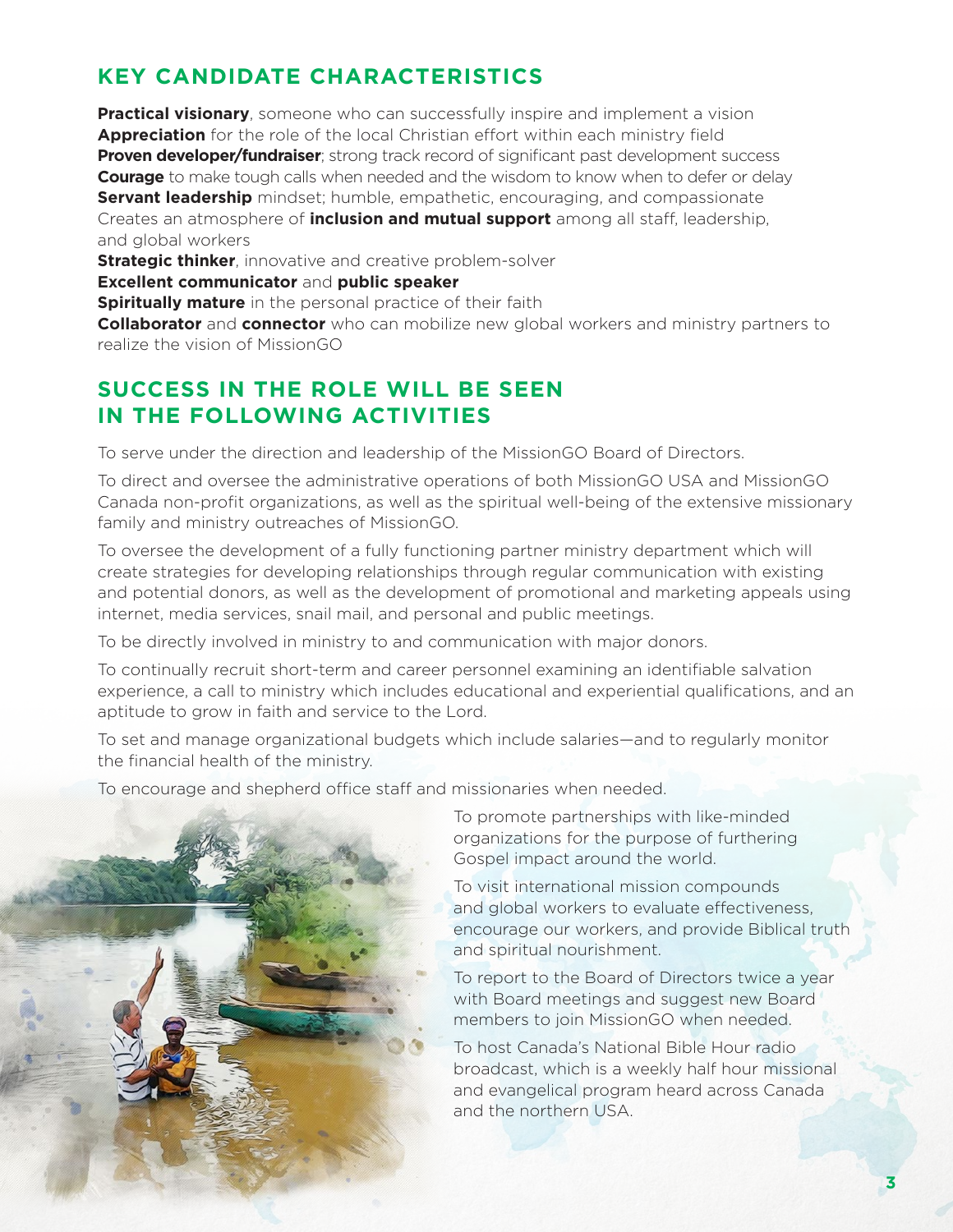## KEY CANDIDATE CHARACTERISTICS

**Practical visionary**, someone who can successfully inspire and implement a vision
**Appreciation** for the role of the local Christian effort within each ministry field
**Proven developer/fundraiser**; strong track record of significant past development success
**Courage** to make tough calls when needed and the wisdom to know when to defer or delay
**Servant leadership** mindset; humble, empathetic, encouraging, and compassionate
Creates an atmosphere of **inclusion and mutual support** among all staff, leadership, and global workers
**Strategic thinker**, innovative and creative problem-solver
**Excellent communicator** and **public speaker**
**Spiritually mature** in the personal practice of their faith
**Collaborator** and **connector** who can mobilize new global workers and ministry partners to realize the vision of MissionGO

## SUCCESS IN THE ROLE WILL BE SEEN IN THE FOLLOWING ACTIVITIES

To serve under the direction and leadership of the MissionGO Board of Directors.

To direct and oversee the administrative operations of both MissionGO USA and MissionGO Canada non-profit organizations, as well as the spiritual well-being of the extensive missionary family and ministry outreaches of MissionGO.

To oversee the development of a fully functioning partner ministry department which will create strategies for developing relationships through regular communication with existing and potential donors, as well as the development of promotional and marketing appeals using internet, media services, snail mail, and personal and public meetings.

To be directly involved in ministry to and communication with major donors.

To continually recruit short-term and career personnel examining an identifiable salvation experience, a call to ministry which includes educational and experiential qualifications, and an aptitude to grow in faith and service to the Lord.

To set and manage organizational budgets which include salaries—and to regularly monitor the financial health of the ministry.

To encourage and shepherd office staff and missionaries when needed.

To promote partnerships with like-minded organizations for the purpose of furthering Gospel impact around the world.

To visit international mission compounds and global workers to evaluate effectiveness, encourage our workers, and provide Biblical truth and spiritual nourishment.

To report to the Board of Directors twice a year with Board meetings and suggest new Board members to join MissionGO when needed.

To host Canada's National Bible Hour radio broadcast, which is a weekly half hour missional and evangelical program heard across Canada and the northern USA.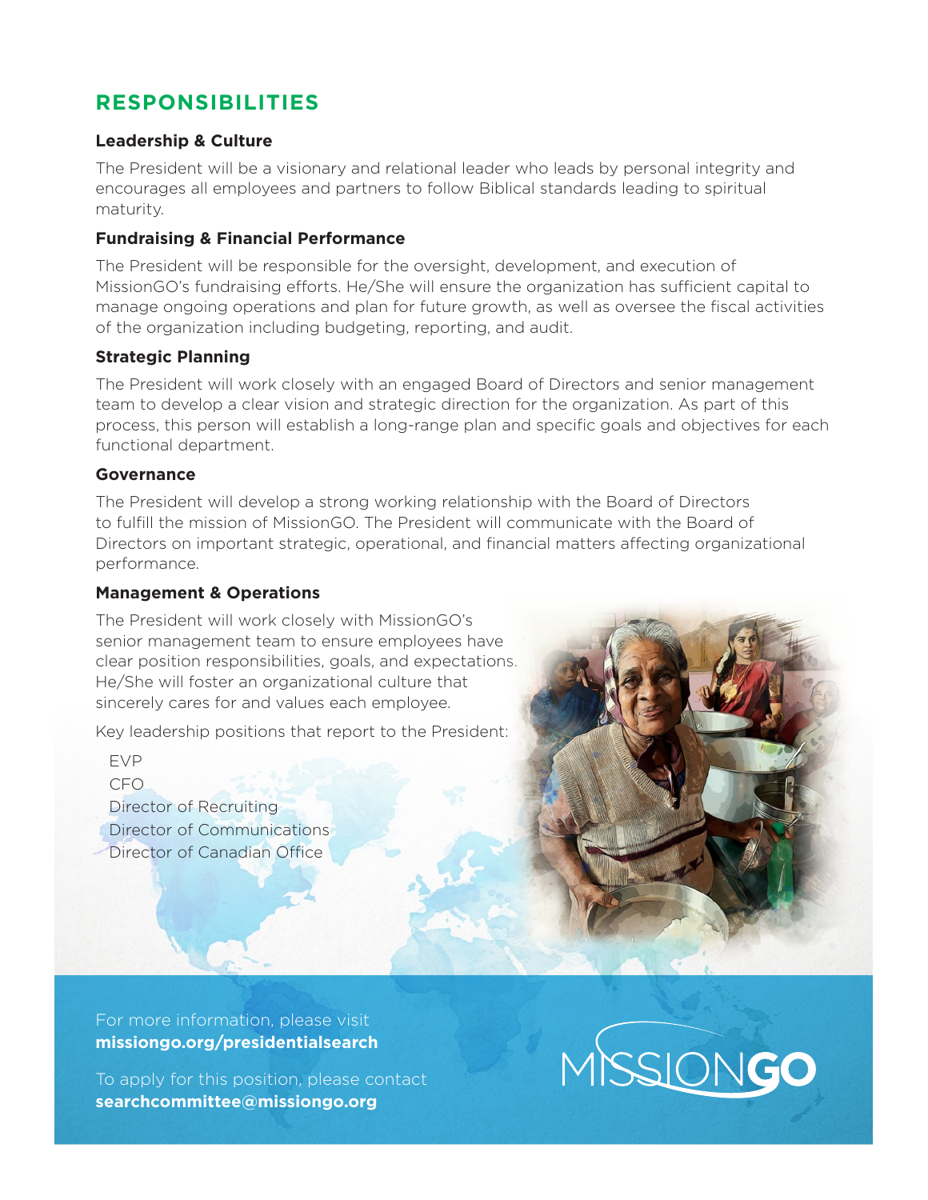## RESPONSIBILITIES

### Leadership & Culture

The President will be a visionary and relational leader who leads by personal integrity and encourages all employees and partners to follow Biblical standards leading to spiritual maturity.

### Fundraising & Financial Performance

The President will be responsible for the oversight, development, and execution of MissionGO's fundraising efforts. He/She will ensure the organization has sufficient capital to manage ongoing operations and plan for future growth, as well as oversee the fiscal activities of the organization including budgeting, reporting, and audit.

### Strategic Planning

The President will work closely with an engaged Board of Directors and senior management team to develop a clear vision and strategic direction for the organization. As part of this process, this person will establish a long-range plan and specific goals and objectives for each functional department.

### Governance

The President will develop a strong working relationship with the Board of Directors to fulfill the mission of MissionGO. The President will communicate with the Board of Directors on important strategic, operational, and financial matters affecting organizational performance.

### Management & Operations

The President will work closely with MissionGO's senior management team to ensure employees have clear position responsibilities, goals, and expectations. He/She will foster an organizational culture that sincerely cares for and values each employee.

Key leadership positions that report to the President:

- EVP
- CFO
- Director of Recruiting
- Director of Communications
- Director of Canadian Office

For more information, please visit **missiongo.org/presidentialsearch**

To apply for this position, please contact **searchcommittee@missiongo.org**

MISSIONGO